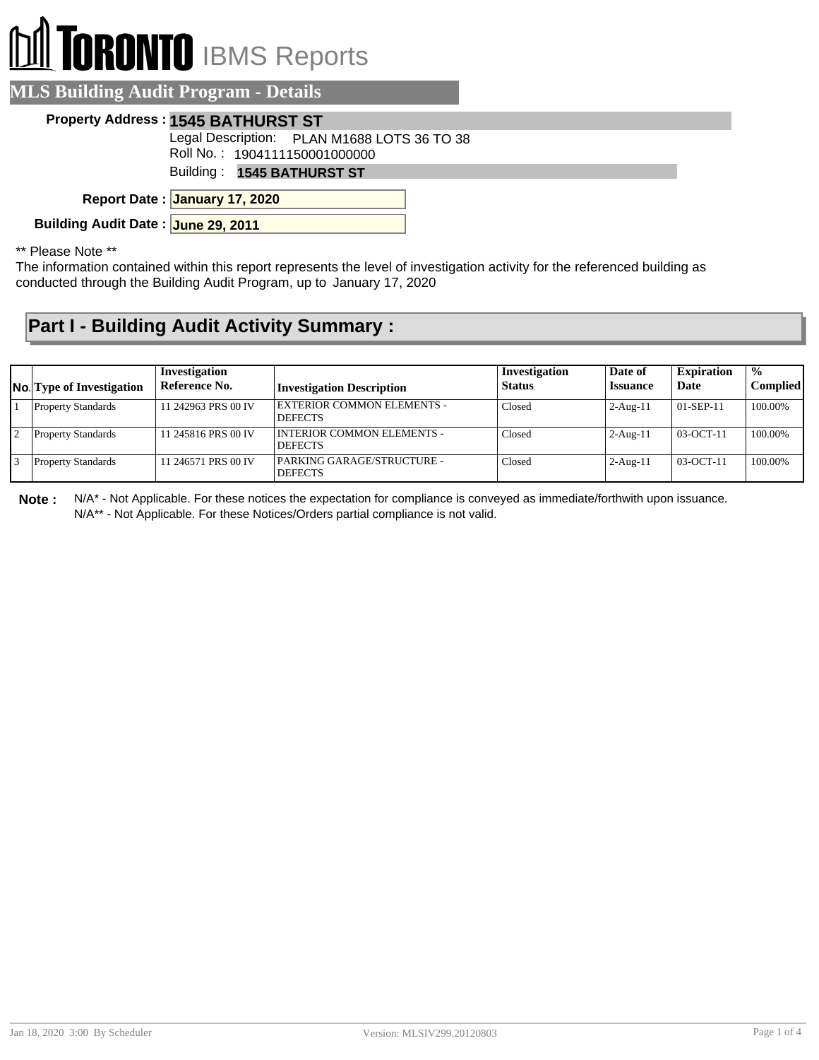# TORONTO IBMS Reports

## MLS Building Audit Program - Details

**Property Address :** **1545 BATHURST ST**

Legal Description: PLAN M1688 LOTS 36 TO 38

Roll No. : 1904111150001000000

Building : **1545 BATHURST ST**

**Report Date :** **January 17, 2020**

**Building Audit Date :** **June 29, 2011**

** Please Note **

The information contained within this report represents the level of investigation activity for the referenced building as conducted through the Building Audit Program, up to January 17, 2020

## Part I - Building Audit Activity Summary :

| No. | Type of Investigation | Investigation Reference No. | Investigation Description | Investigation Status | Date of Issuance | Expiration Date | % Complied |
|---|---|---|---|---|---|---|---|
| 1 | Property Standards | 11 242963 PRS 00 IV | EXTERIOR COMMON ELEMENTS - DEFECTS | Closed | 2-Aug-11 | 01-SEP-11 | 100.00% |
| 2 | Property Standards | 11 245816 PRS 00 IV | INTERIOR COMMON ELEMENTS - DEFECTS | Closed | 2-Aug-11 | 03-OCT-11 | 100.00% |
| 3 | Property Standards | 11 246571 PRS 00 IV | PARKING GARAGE/STRUCTURE - DEFECTS | Closed | 2-Aug-11 | 03-OCT-11 | 100.00% |

**Note :** N/A* - Not Applicable. For these notices the expectation for compliance is conveyed as immediate/forthwith upon issuance.
N/A** - Not Applicable. For these Notices/Orders partial compliance is not valid.

Jan 18, 2020 3:00 By Scheduler Version: MLSIV299.20120803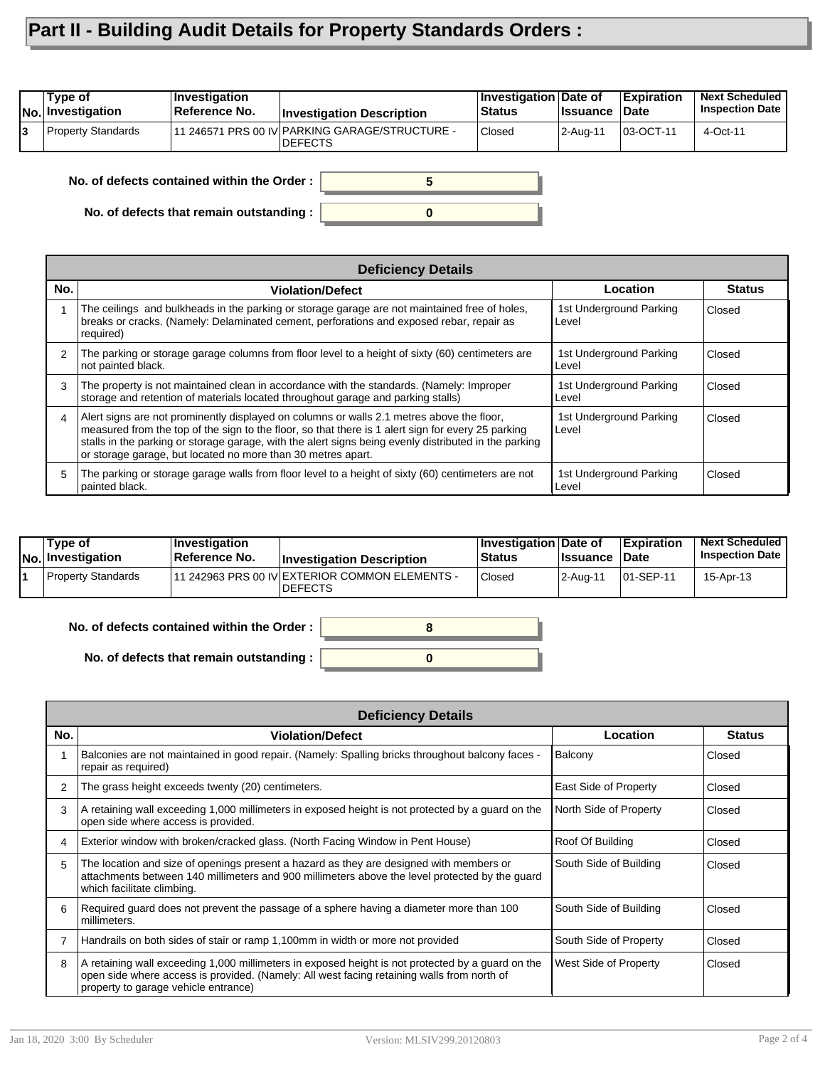# Part II - Building Audit Details for Property Standards Orders :

| No. | Type of Investigation | Investigation Reference No. | Investigation Description | Investigation Status | Date of Issuance | Expiration Date | Next Scheduled Inspection Date |
|---|---|---|---|---|---|---|---|
| 3 | Property Standards | 11 246571 PRS 00 IV | PARKING GARAGE/STRUCTURE - DEFECTS | Closed | 2-Aug-11 | 03-OCT-11 | 4-Oct-11 |

**No. of defects contained within the Order :** 5

**No. of defects that remain outstanding :** 0

| Deficiency Details | | | |
|---|---|---|---|
| **No.** | **Violation/Defect** | **Location** | **Status** |
| 1 | The ceilings and bulkheads in the parking or storage garage are not maintained free of holes, breaks or cracks. (Namely: Delaminated cement, perforations and exposed rebar, repair as required) | 1st Underground Parking Level | Closed |
| 2 | The parking or storage garage columns from floor level to a height of sixty (60) centimeters are not painted black. | 1st Underground Parking Level | Closed |
| 3 | The property is not maintained clean in accordance with the standards. (Namely: Improper storage and retention of materials located throughout garage and parking stalls) | 1st Underground Parking Level | Closed |
| 4 | Alert signs are not prominently displayed on columns or walls 2.1 metres above the floor, measured from the top of the sign to the floor, so that there is 1 alert sign for every 25 parking stalls in the parking or storage garage, with the alert signs being evenly distributed in the parking or storage garage, but located no more than 30 metres apart. | 1st Underground Parking Level | Closed |
| 5 | The parking or storage garage walls from floor level to a height of sixty (60) centimeters are not painted black. | 1st Underground Parking Level | Closed |

| No. | Type of Investigation | Investigation Reference No. | Investigation Description | Investigation Status | Date of Issuance | Expiration Date | Next Scheduled Inspection Date |
|---|---|---|---|---|---|---|---|
| 1 | Property Standards | 11 242963 PRS 00 IV | EXTERIOR COMMON ELEMENTS - DEFECTS | Closed | 2-Aug-11 | 01-SEP-11 | 15-Apr-13 |

**No. of defects contained within the Order :** 8

**No. of defects that remain outstanding :** 0

| Deficiency Details | | | |
|---|---|---|---|
| **No.** | **Violation/Defect** | **Location** | **Status** |
| 1 | Balconies are not maintained in good repair. (Namely: Spalling bricks throughout balcony faces - repair as required) | Balcony | Closed |
| 2 | The grass height exceeds twenty (20) centimeters. | East Side of Property | Closed |
| 3 | A retaining wall exceeding 1,000 millimeters in exposed height is not protected by a guard on the open side where access is provided. | North Side of Property | Closed |
| 4 | Exterior window with broken/cracked glass. (North Facing Window in Pent House) | Roof Of Building | Closed |
| 5 | The location and size of openings present a hazard as they are designed with members or attachments between 140 millimeters and 900 millimeters above the level protected by the guard which facilitate climbing. | South Side of Building | Closed |
| 6 | Required guard does not prevent the passage of a sphere having a diameter more than 100 millimeters. | South Side of Building | Closed |
| 7 | Handrails on both sides of stair or ramp 1,100mm in width or more not provided | South Side of Property | Closed |
| 8 | A retaining wall exceeding 1,000 millimeters in exposed height is not protected by a guard on the open side where access is provided. (Namely: All west facing retaining walls from north of property to garage vehicle entrance) | West Side of Property | Closed |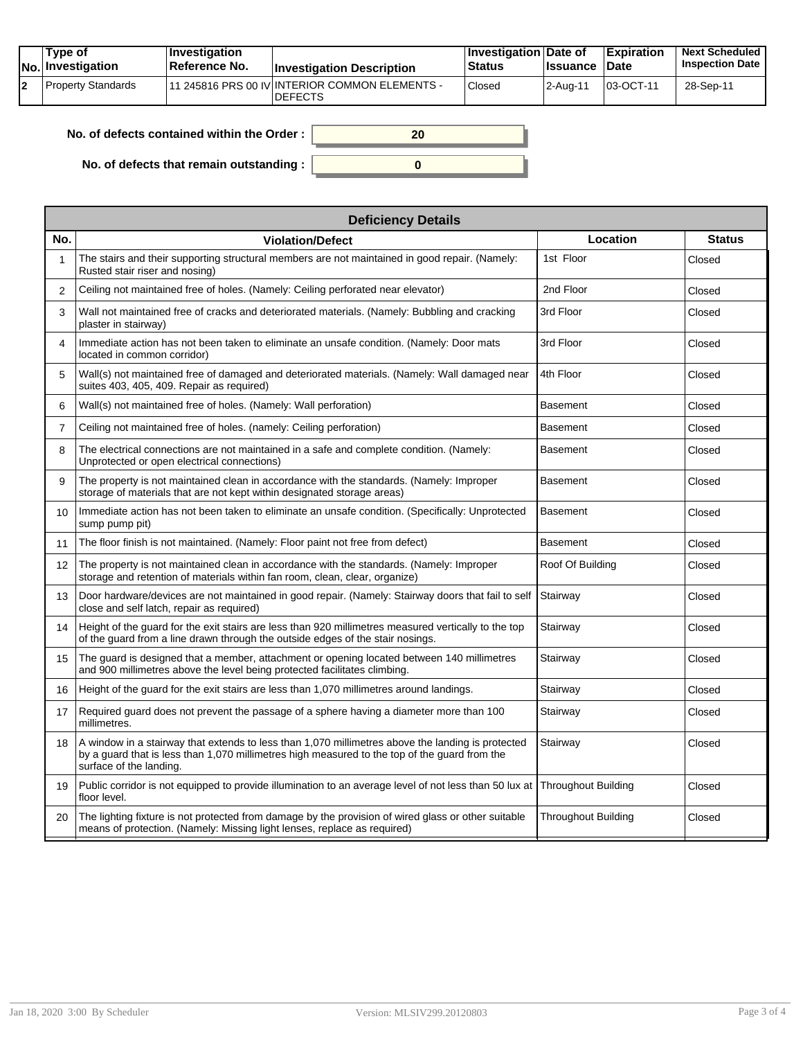| No. | Type of Investigation | Investigation Reference No. | Investigation Description | Investigation Status | Date of Issuance | Expiration Date | Next Scheduled Inspection Date |
|---|---|---|---|---|---|---|---|
| 2 | Property Standards | 11 245816 PRS 00 IV | INTERIOR COMMON ELEMENTS - DEFECTS | Closed | 2-Aug-11 | 03-OCT-11 | 28-Sep-11 |

**No. of defects contained within the Order :** 20

**No. of defects that remain outstanding :** 0

## Deficiency Details

| No. | Violation/Defect | Location | Status |
|---|---|---|---|
| 1 | The stairs and their supporting structural members are not maintained in good repair. (Namely: Rusted stair riser and nosing) | 1st Floor | Closed |
| 2 | Ceiling not maintained free of holes. (Namely: Ceiling perforated near elevator) | 2nd Floor | Closed |
| 3 | Wall not maintained free of cracks and deteriorated materials. (Namely: Bubbling and cracking plaster in stairway) | 3rd Floor | Closed |
| 4 | Immediate action has not been taken to eliminate an unsafe condition. (Namely: Door mats located in common corridor) | 3rd Floor | Closed |
| 5 | Wall(s) not maintained free of damaged and deteriorated materials. (Namely: Wall damaged near suites 403, 405, 409. Repair as required) | 4th Floor | Closed |
| 6 | Wall(s) not maintained free of holes. (Namely: Wall perforation) | Basement | Closed |
| 7 | Ceiling not maintained free of holes. (namely: Ceiling perforation) | Basement | Closed |
| 8 | The electrical connections are not maintained in a safe and complete condition. (Namely: Unprotected or open electrical connections) | Basement | Closed |
| 9 | The property is not maintained clean in accordance with the standards. (Namely: Improper storage of materials that are not kept within designated storage areas) | Basement | Closed |
| 10 | Immediate action has not been taken to eliminate an unsafe condition. (Specifically: Unprotected sump pump pit) | Basement | Closed |
| 11 | The floor finish is not maintained. (Namely: Floor paint not free from defect) | Basement | Closed |
| 12 | The property is not maintained clean in accordance with the standards. (Namely: Improper storage and retention of materials within fan room, clean, clear, organize) | Roof Of Building | Closed |
| 13 | Door hardware/devices are not maintained in good repair. (Namely: Stairway doors that fail to self close and self latch, repair as required) | Stairway | Closed |
| 14 | Height of the guard for the exit stairs are less than 920 millimetres measured vertically to the top of the guard from a line drawn through the outside edges of the stair nosings. | Stairway | Closed |
| 15 | The guard is designed that a member, attachment or opening located between 140 millimetres and 900 millimetres above the level being protected facilitates climbing. | Stairway | Closed |
| 16 | Height of the guard for the exit stairs are less than 1,070 millimetres around landings. | Stairway | Closed |
| 17 | Required guard does not prevent the passage of a sphere having a diameter more than 100 millimetres. | Stairway | Closed |
| 18 | A window in a stairway that extends to less than 1,070 millimetres above the landing is protected by a guard that is less than 1,070 millimetres high measured to the top of the guard from the surface of the landing. | Stairway | Closed |
| 19 | Public corridor is not equipped to provide illumination to an average level of not less than 50 lux at floor level. | Throughout Building | Closed |
| 20 | The lighting fixture is not protected from damage by the provision of wired glass or other suitable means of protection. (Namely: Missing light lenses, replace as required) | Throughout Building | Closed |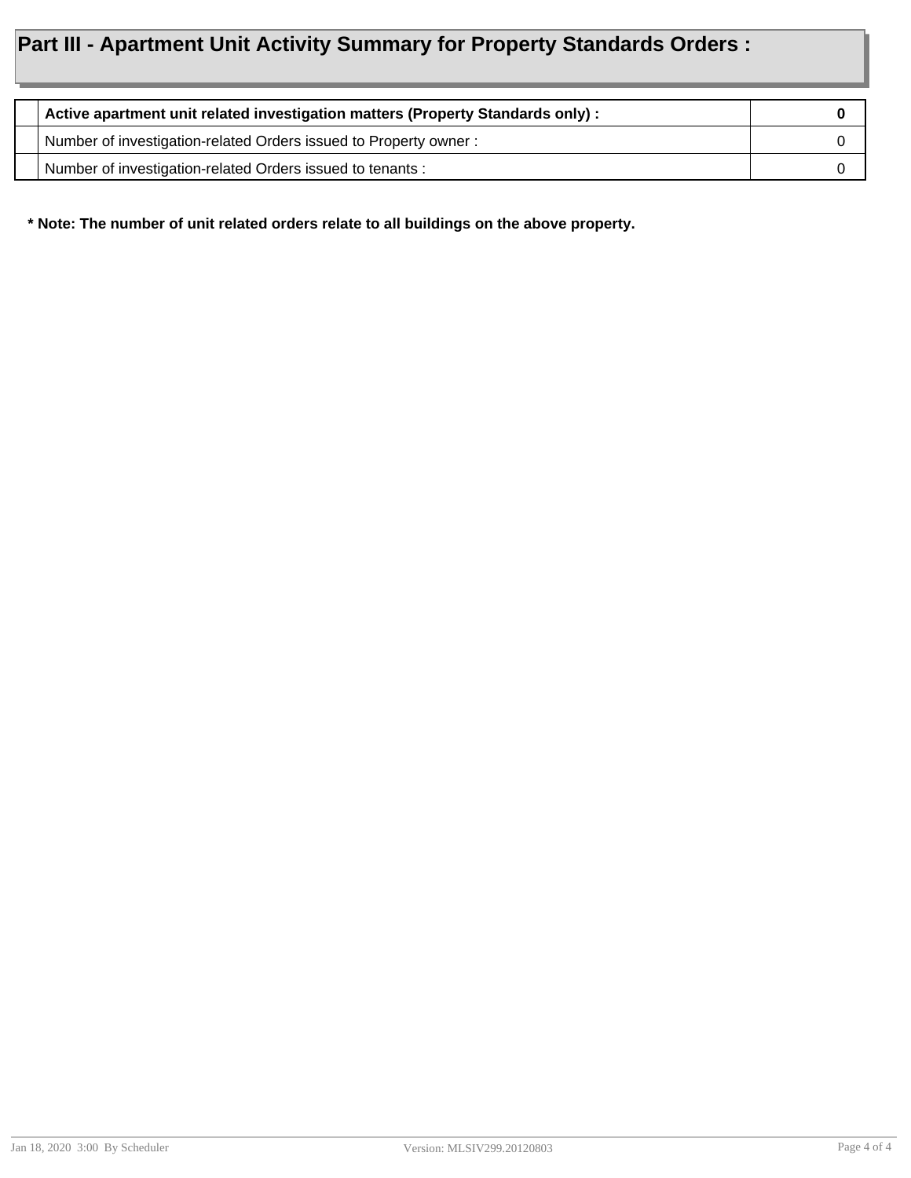# Part III - Apartment Unit Activity Summary for Property Standards Orders :

| | | |
|---|---|---|
| | **Active apartment unit related investigation matters (Property Standards only) :** | **0** |
| | Number of investigation-related Orders issued to Property owner : | 0 |
| | Number of investigation-related Orders issued to tenants : | 0 |

**\* Note: The number of unit related orders relate to all buildings on the above property.**